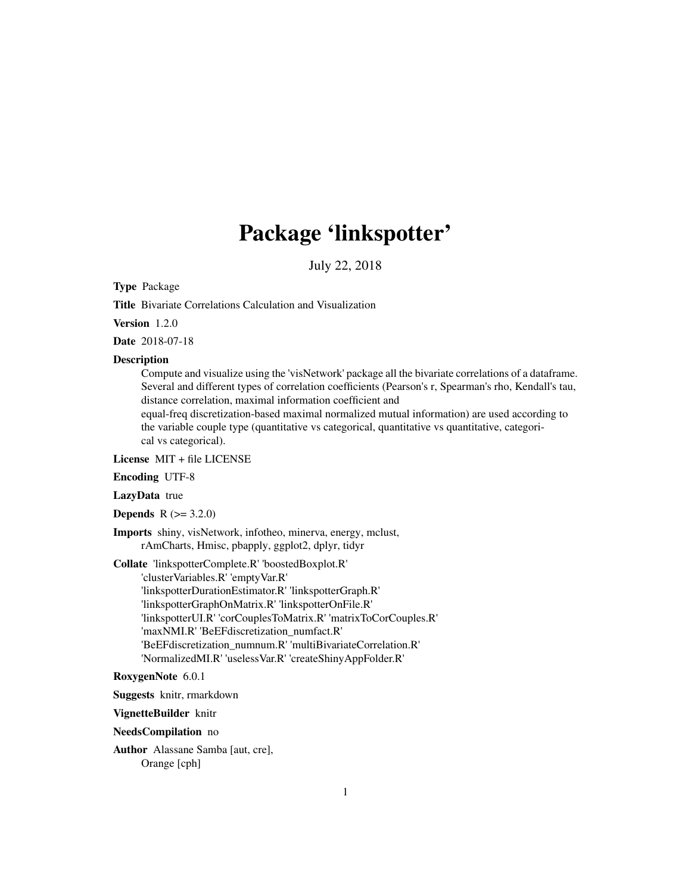# Package 'linkspotter'

July 22, 2018

**Type** Package

**Title** Bivariate Correlations Calculation and Visualization

**Version** 1.2.0

**Date** 2018-07-18

**Description**
Compute and visualize using the 'visNetwork' package all the bivariate correlations of a dataframe. Several and different types of correlation coefficients (Pearson's r, Spearman's rho, Kendall's tau, distance correlation, maximal information coefficient and equal-freq discretization-based maximal normalized mutual information) are used according to the variable couple type (quantitative vs categorical, quantitative vs quantitative, categorical vs categorical).

**License** MIT + file LICENSE

**Encoding** UTF-8

**LazyData** true

**Depends** R (>= 3.2.0)

**Imports** shiny, visNetwork, infotheo, minerva, energy, mclust, rAmCharts, Hmisc, pbapply, ggplot2, dplyr, tidyr

**Collate** 'linkspotterComplete.R' 'boostedBoxplot.R' 'clusterVariables.R' 'emptyVar.R' 'linkspotterDurationEstimator.R' 'linkspotterGraph.R' 'linkspotterGraphOnMatrix.R' 'linkspotterOnFile.R' 'linkspotterUI.R' 'corCouplesToMatrix.R' 'matrixToCorCouples.R' 'maxNMI.R' 'BeEFdiscretization_numfact.R' 'BeEFdiscretization_numnum.R' 'multiBivariateCorrelation.R' 'NormalizedMI.R' 'uselessVar.R' 'createShinyAppFolder.R'

**RoxygenNote** 6.0.1

**Suggests** knitr, rmarkdown

**VignetteBuilder** knitr

**NeedsCompilation** no

**Author** Alassane Samba [aut, cre], Orange [cph]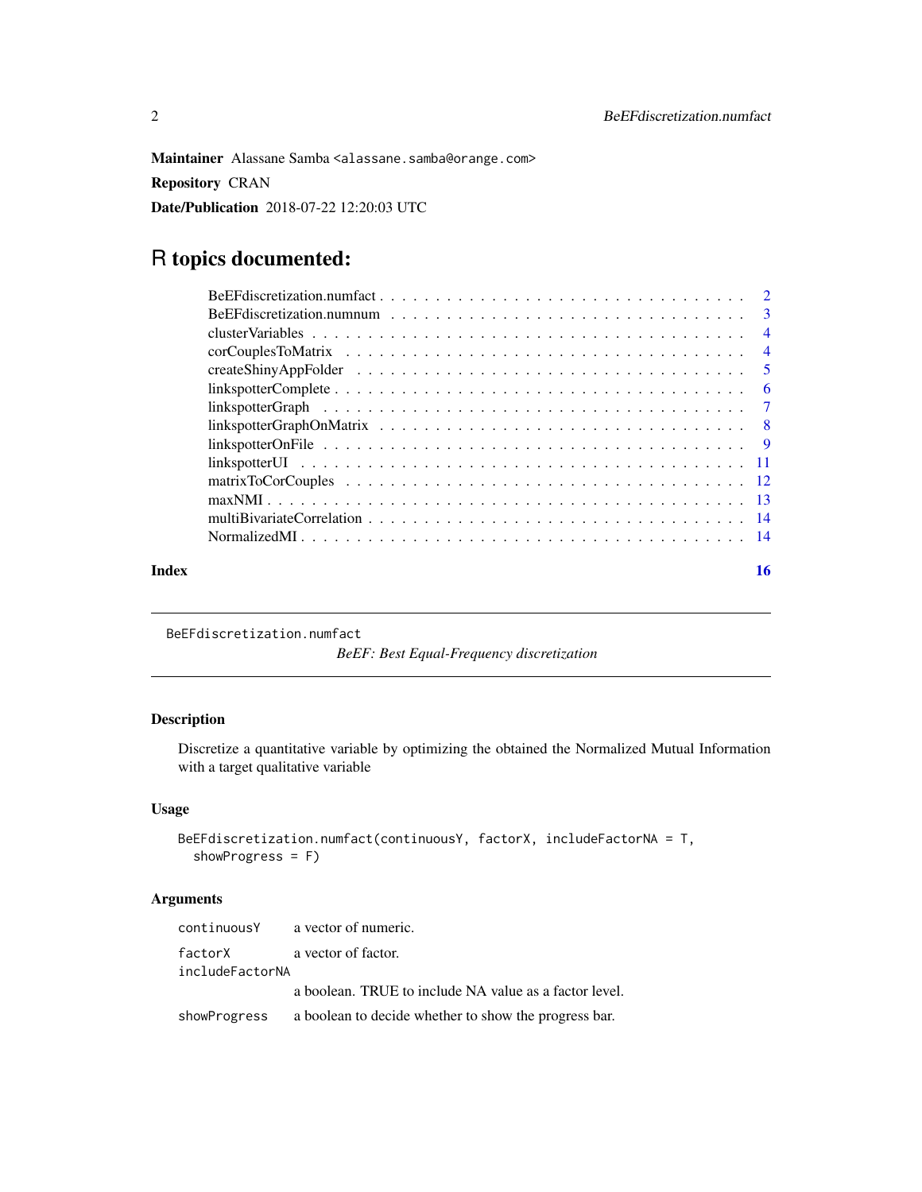**Maintainer** Alassane Samba <alassane.samba@orange.com>

**Repository** CRAN

**Date/Publication** 2018-07-22 12:20:03 UTC

# R topics documented:

- BeEFdiscretization.numfact . . . . . . . . . . . . . . . . . . . . . . . . . . . . . . . . . 2
- BeEFdiscretization.numnum . . . . . . . . . . . . . . . . . . . . . . . . . . . . . . . . . 3
- clusterVariables . . . . . . . . . . . . . . . . . . . . . . . . . . . . . . . . . . . . . . . 4
- corCouplesToMatrix . . . . . . . . . . . . . . . . . . . . . . . . . . . . . . . . . . . . . 4
- createShinyAppFolder . . . . . . . . . . . . . . . . . . . . . . . . . . . . . . . . . . . . 5
- linkspotterComplete . . . . . . . . . . . . . . . . . . . . . . . . . . . . . . . . . . . . . 6
- linkspotterGraph . . . . . . . . . . . . . . . . . . . . . . . . . . . . . . . . . . . . . . 7
- linkspotterGraphOnMatrix . . . . . . . . . . . . . . . . . . . . . . . . . . . . . . . . . 8
- linkspotterOnFile . . . . . . . . . . . . . . . . . . . . . . . . . . . . . . . . . . . . . . 9
- linkspotterUI . . . . . . . . . . . . . . . . . . . . . . . . . . . . . . . . . . . . . . . . 11
- matrixToCorCouples . . . . . . . . . . . . . . . . . . . . . . . . . . . . . . . . . . . . . 12
- maxNMI . . . . . . . . . . . . . . . . . . . . . . . . . . . . . . . . . . . . . . . . . . . 13
- multiBivariateCorrelation . . . . . . . . . . . . . . . . . . . . . . . . . . . . . . . . . 14
- NormalizedMI . . . . . . . . . . . . . . . . . . . . . . . . . . . . . . . . . . . . . . . . 14

**Index** 16

---

`BeEFdiscretization.numfact`

*BeEF: Best Equal-Frequency discretization*

---

### Description

Discretize a quantitative variable by optimizing the obtained the Normalized Mutual Information with a target qualitative variable

### Usage

```
BeEFdiscretization.numfact(continuousY, factorX, includeFactorNA = T,
  showProgress = F)
```

### Arguments

| | |
|---|---|
| `continuousY` | a vector of numeric. |
| `factorX` | a vector of factor. |
| `includeFactorNA` | a boolean. TRUE to include NA value as a factor level. |
| `showProgress` | a boolean to decide whether to show the progress bar. |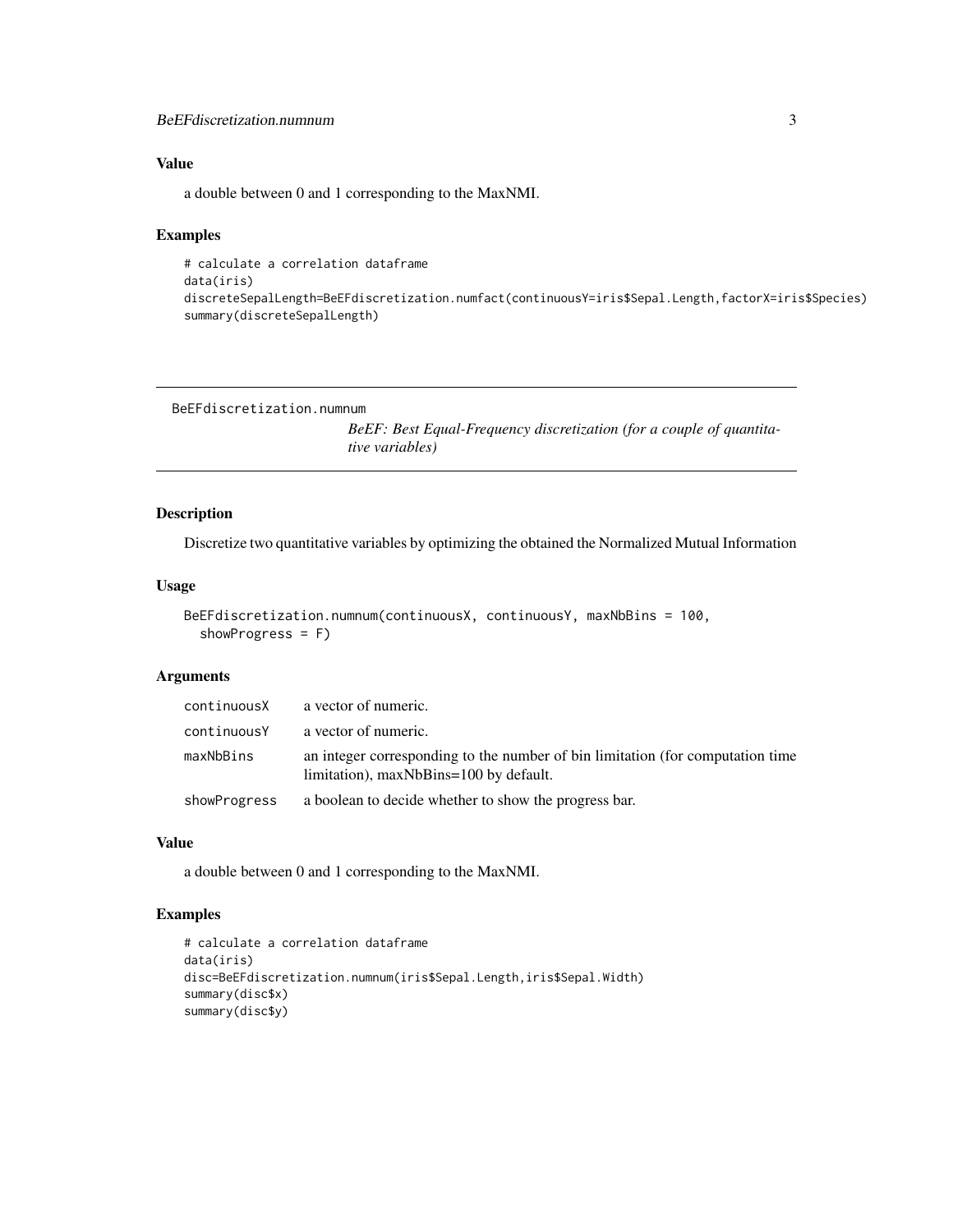## Value

a double between 0 and 1 corresponding to the MaxNMI.

## Examples

```
# calculate a correlation dataframe
data(iris)
discreteSepalLength=BeEFdiscretization.numfact(continuousY=iris$Sepal.Length,factorX=iris$Species)
summary(discreteSepalLength)
```

---

# BeEFdiscretization.numnum

*BeEF: Best Equal-Frequency discretization (for a couple of quantitative variables)*

---

## Description

Discretize two quantitative variables by optimizing the obtained the Normalized Mutual Information

## Usage

```
BeEFdiscretization.numnum(continuousX, continuousY, maxNbBins = 100,
  showProgress = F)
```

## Arguments

| | |
|---|---|
| continuousX | a vector of numeric. |
| continuousY | a vector of numeric. |
| maxNbBins | an integer corresponding to the number of bin limitation (for computation time limitation), maxNbBins=100 by default. |
| showProgress | a boolean to decide whether to show the progress bar. |

## Value

a double between 0 and 1 corresponding to the MaxNMI.

## Examples

```
# calculate a correlation dataframe
data(iris)
disc=BeEFdiscretization.numnum(iris$Sepal.Length,iris$Sepal.Width)
summary(disc$x)
summary(disc$y)
```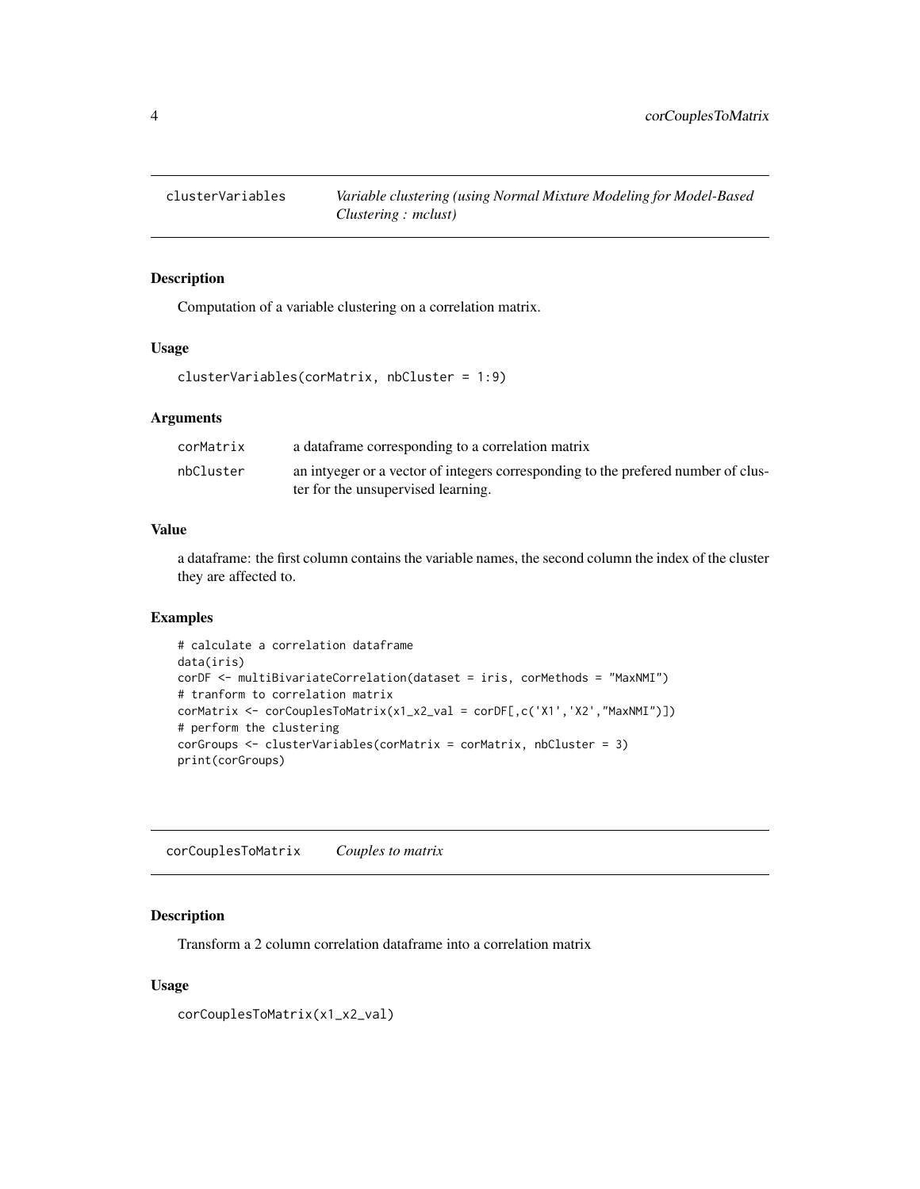## clusterVariables *Variable clustering (using Normal Mixture Modeling for Model-Based Clustering : mclust)*

### Description

Computation of a variable clustering on a correlation matrix.

### Usage

```
clusterVariables(corMatrix, nbCluster = 1:9)
```

### Arguments

| | |
|---|---|
| corMatrix | a dataframe corresponding to a correlation matrix |
| nbCluster | an intyeger or a vector of integers corresponding to the prefered number of cluster for the unsupervised learning. |

### Value

a dataframe: the first column contains the variable names, the second column the index of the cluster they are affected to.

### Examples

```
# calculate a correlation dataframe
data(iris)
corDF <- multiBivariateCorrelation(dataset = iris, corMethods = "MaxNMI")
# tranform to correlation matrix
corMatrix <- corCouplesToMatrix(x1_x2_val = corDF[,c('X1','X2',"MaxNMI")])
# perform the clustering
corGroups <- clusterVariables(corMatrix = corMatrix, nbCluster = 3)
print(corGroups)
```

## corCouplesToMatrix *Couples to matrix*

### Description

Transform a 2 column correlation dataframe into a correlation matrix

### Usage

```
corCouplesToMatrix(x1_x2_val)
```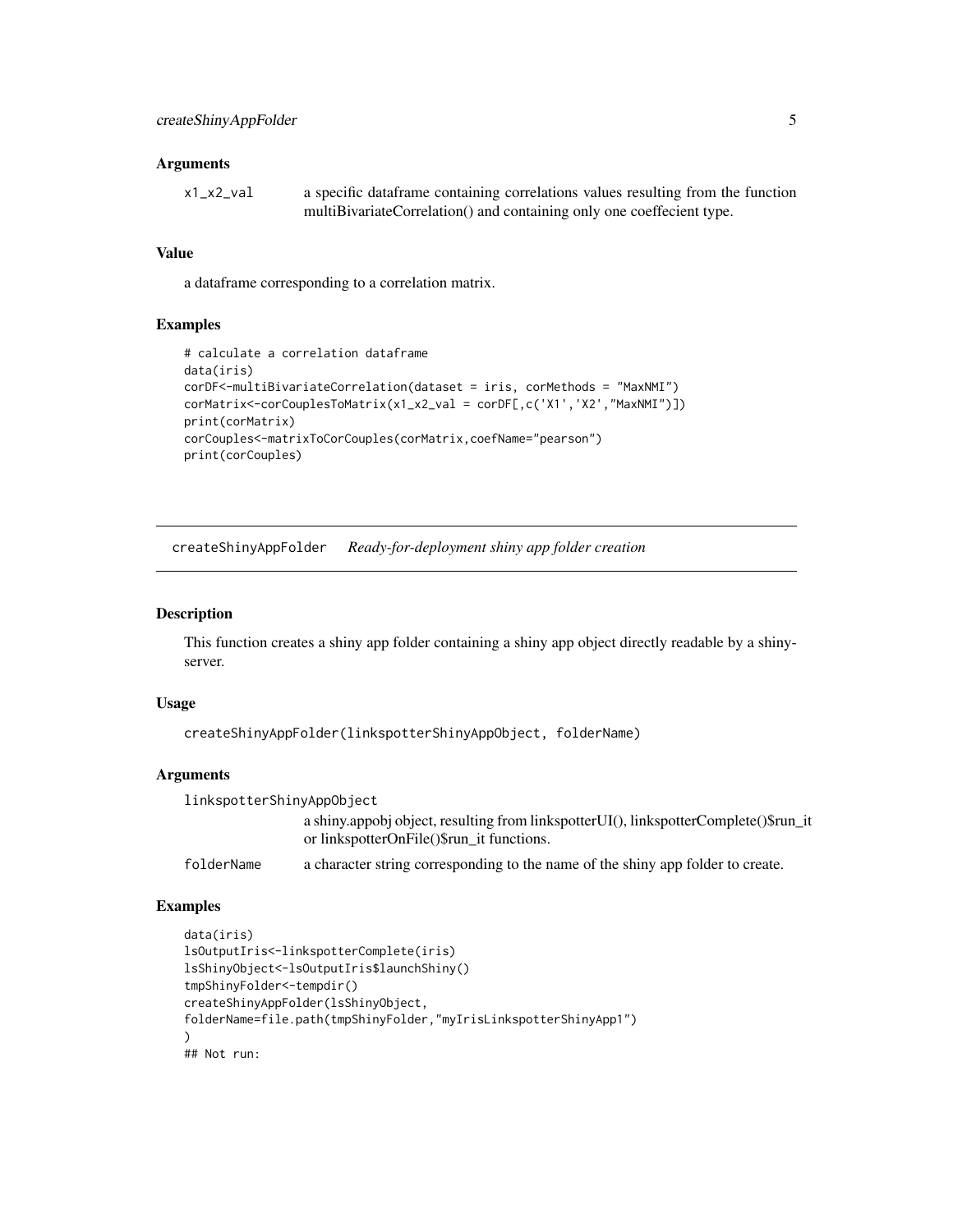### Arguments

x1_x2_val  a specific dataframe containing correlations values resulting from the function multiBivariateCorrelation() and containing only one coeffecient type.

### Value

a dataframe corresponding to a correlation matrix.

### Examples

```
# calculate a correlation dataframe
data(iris)
corDF<-multiBivariateCorrelation(dataset = iris, corMethods = "MaxNMI")
corMatrix<-corCouplesToMatrix(x1_x2_val = corDF[,c('X1','X2',"MaxNMI")])
print(corMatrix)
corCouples<-matrixToCorCouples(corMatrix,coefName="pearson")
print(corCouples)
```

---

## createShinyAppFolder    *Ready-for-deployment shiny app folder creation*

### Description

This function creates a shiny app folder containing a shiny app object directly readable by a shiny-server.

### Usage

```
createShinyAppFolder(linkspotterShinyAppObject, folderName)
```

### Arguments

linkspotterShinyAppObject
  a shiny.appobj object, resulting from linkspotterUI(), linkspotterComplete()$run_it or linkspotterOnFile()$run_it functions.

folderName  a character string corresponding to the name of the shiny app folder to create.

### Examples

```
data(iris)
lsOutputIris<-linkspotterComplete(iris)
lsShinyObject<-lsOutputIris$launchShiny()
tmpShinyFolder<-tempdir()
createShinyAppFolder(lsShinyObject,
folderName=file.path(tmpShinyFolder,"myIrisLinkspotterShinyApp1")
)
## Not run:
```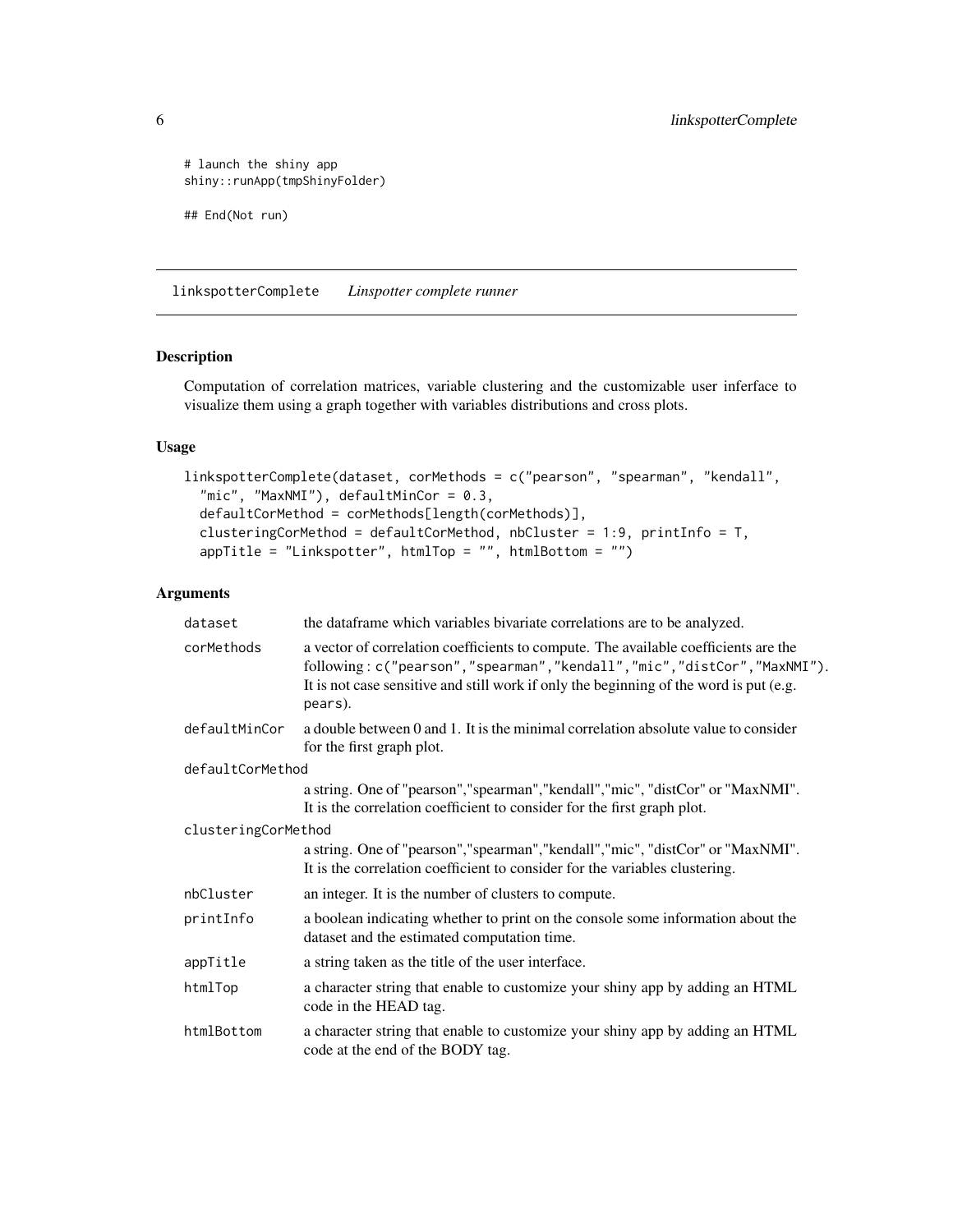```
# launch the shiny app
shiny::runApp(tmpShinyFolder)

## End(Not run)
```

## linkspotterComplete *Linspotter complete runner*

### Description

Computation of correlation matrices, variable clustering and the customizable user inferface to visualize them using a graph together with variables distributions and cross plots.

### Usage

```
linkspotterComplete(dataset, corMethods = c("pearson", "spearman", "kendall",
  "mic", "MaxNMI"), defaultMinCor = 0.3,
  defaultCorMethod = corMethods[length(corMethods)],
  clusteringCorMethod = defaultCorMethod, nbCluster = 1:9, printInfo = T,
  appTitle = "Linkspotter", htmlTop = "", htmlBottom = "")
```

### Arguments

| | |
|---|---|
| `dataset` | the dataframe which variables bivariate correlations are to be analyzed. |
| `corMethods` | a vector of correlation coefficients to compute. The available coefficients are the following : `c("pearson","spearman","kendall","mic","distCor","MaxNMI")`. It is not case sensitive and still work if only the beginning of the word is put (e.g. `pears`). |
| `defaultMinCor` | a double between 0 and 1. It is the minimal correlation absolute value to consider for the first graph plot. |
| `defaultCorMethod` | a string. One of "pearson","spearman","kendall","mic", "distCor" or "MaxNMI". It is the correlation coefficient to consider for the first graph plot. |
| `clusteringCorMethod` | a string. One of "pearson","spearman","kendall","mic", "distCor" or "MaxNMI". It is the correlation coefficient to consider for the variables clustering. |
| `nbCluster` | an integer. It is the number of clusters to compute. |
| `printInfo` | a boolean indicating whether to print on the console some information about the dataset and the estimated computation time. |
| `appTitle` | a string taken as the title of the user interface. |
| `htmlTop` | a character string that enable to customize your shiny app by adding an HTML code in the HEAD tag. |
| `htmlBottom` | a character string that enable to customize your shiny app by adding an HTML code at the end of the BODY tag. |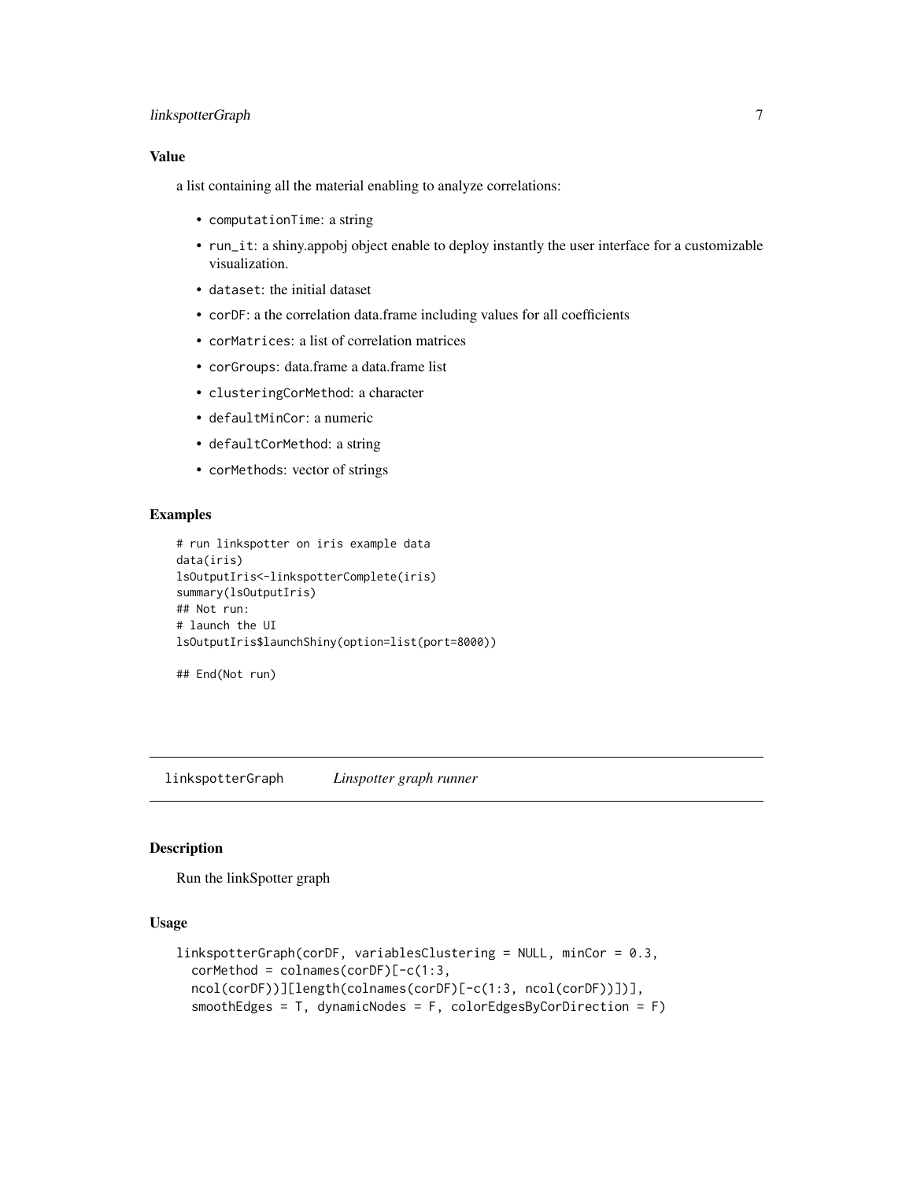### Value

a list containing all the material enabling to analyze correlations:

- `computationTime`: a string
- `run_it`: a shiny.appobj object enable to deploy instantly the user interface for a customizable visualization.
- `dataset`: the initial dataset
- `corDF`: a the correlation data.frame including values for all coefficients
- `corMatrices`: a list of correlation matrices
- `corGroups`: data.frame a data.frame list
- `clusteringCorMethod`: a character
- `defaultMinCor`: a numeric
- `defaultCorMethod`: a string
- `corMethods`: vector of strings

### Examples

```
# run linkspotter on iris example data
data(iris)
lsOutputIris<-linkspotterComplete(iris)
summary(lsOutputIris)
## Not run:
# launch the UI
lsOutputIris$launchShiny(option=list(port=8000))

## End(Not run)
```

---

## linkspotterGraph *Linspotter graph runner*

### Description

Run the linkSpotter graph

### Usage

```
linkspotterGraph(corDF, variablesClustering = NULL, minCor = 0.3,
  corMethod = colnames(corDF)[-c(1:3,
  ncol(corDF))][length(colnames(corDF)[-c(1:3, ncol(corDF))])],
  smoothEdges = T, dynamicNodes = F, colorEdgesByCorDirection = F)
```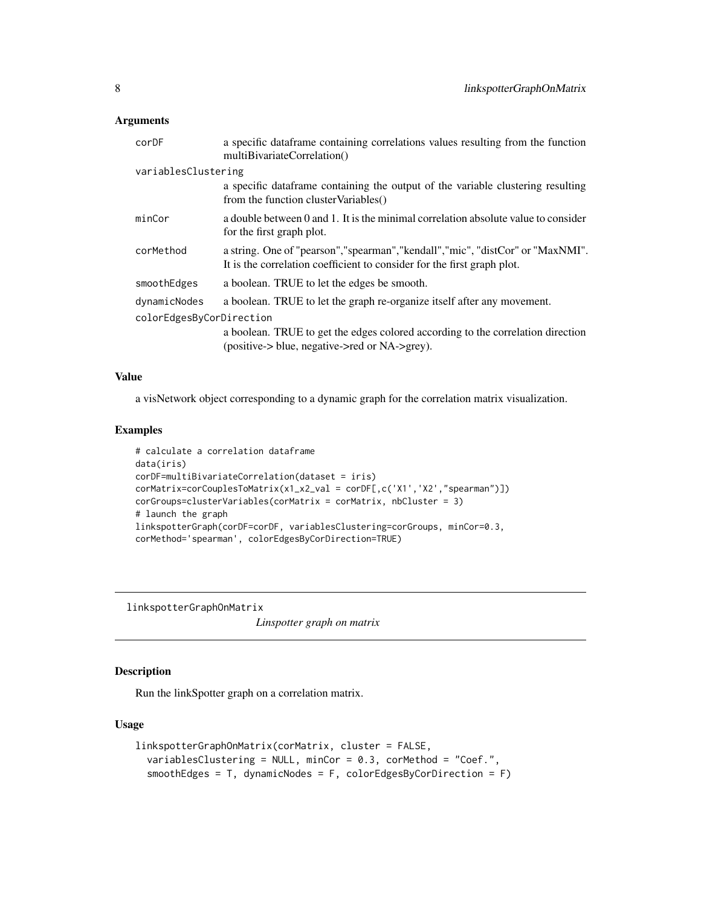### Arguments

| | |
|---|---|
| corDF | a specific dataframe containing correlations values resulting from the function multiBivariateCorrelation() |
| variablesClustering | a specific dataframe containing the output of the variable clustering resulting from the function clusterVariables() |
| minCor | a double between 0 and 1. It is the minimal correlation absolute value to consider for the first graph plot. |
| corMethod | a string. One of "pearson","spearman","kendall","mic", "distCor" or "MaxNMI". It is the correlation coefficient to consider for the first graph plot. |
| smoothEdges | a boolean. TRUE to let the edges be smooth. |
| dynamicNodes | a boolean. TRUE to let the graph re-organize itself after any movement. |
| colorEdgesByCorDirection | a boolean. TRUE to get the edges colored according to the correlation direction (positive-> blue, negative->red or NA->grey). |

### Value

a visNetwork object corresponding to a dynamic graph for the correlation matrix visualization.

### Examples

```
# calculate a correlation dataframe
data(iris)
corDF=multiBivariateCorrelation(dataset = iris)
corMatrix=corCouplesToMatrix(x1_x2_val = corDF[,c('X1','X2',"spearman")])
corGroups=clusterVariables(corMatrix = corMatrix, nbCluster = 3)
# launch the graph
linkspotterGraph(corDF=corDF, variablesClustering=corGroups, minCor=0.3,
corMethod='spearman', colorEdgesByCorDirection=TRUE)
```

---

## linkspotterGraphOnMatrix

*Linspotter graph on matrix*

### Description

Run the linkSpotter graph on a correlation matrix.

### Usage

```
linkspotterGraphOnMatrix(corMatrix, cluster = FALSE,
  variablesClustering = NULL, minCor = 0.3, corMethod = "Coef.",
  smoothEdges = T, dynamicNodes = F, colorEdgesByCorDirection = F)
```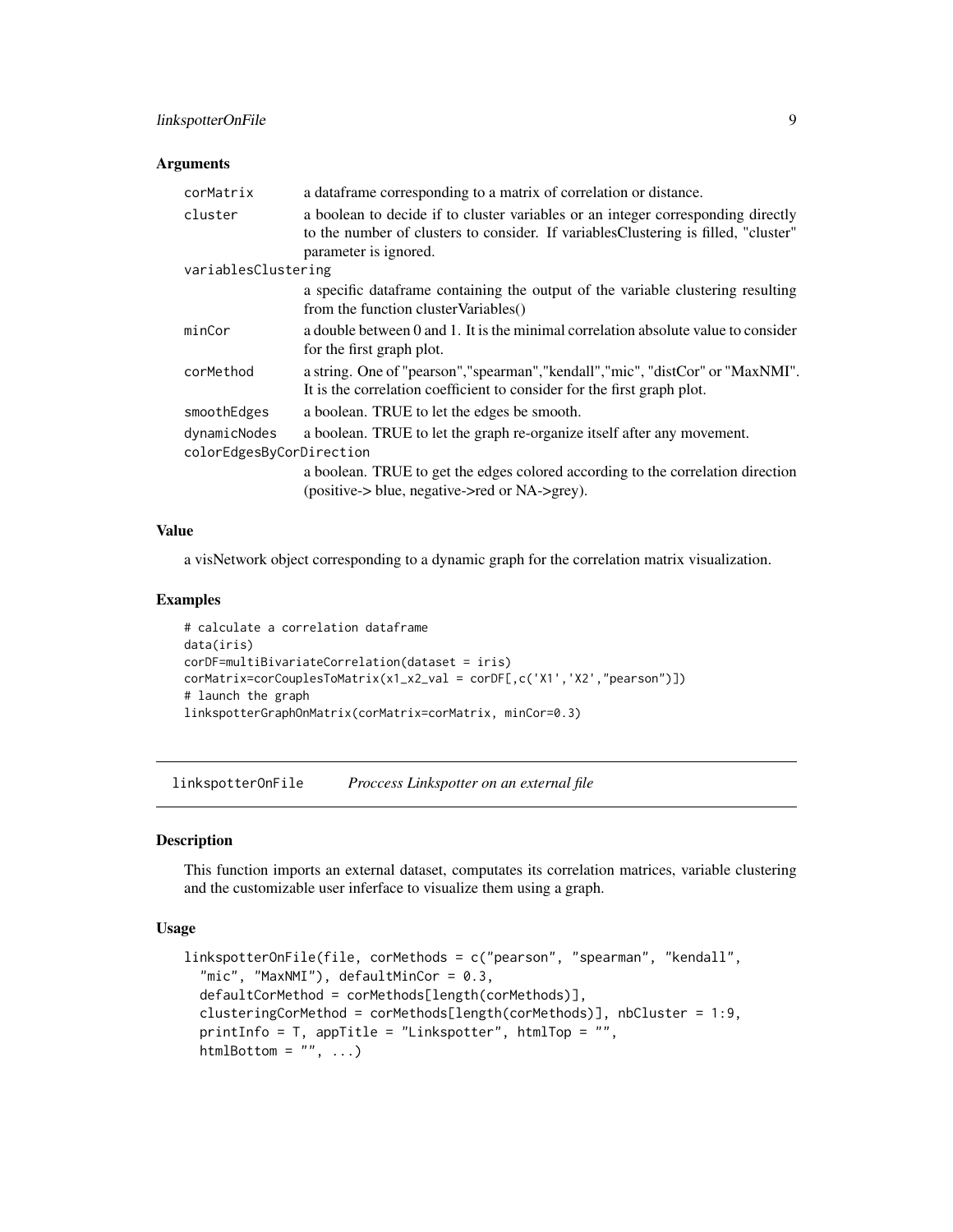### Arguments

| | |
|---|---|
| corMatrix | a dataframe corresponding to a matrix of correlation or distance. |
| cluster | a boolean to decide if to cluster variables or an integer corresponding directly to the number of clusters to consider. If variablesClustering is filled, "cluster" parameter is ignored. |
| variablesClustering | a specific dataframe containing the output of the variable clustering resulting from the function clusterVariables() |
| minCor | a double between 0 and 1. It is the minimal correlation absolute value to consider for the first graph plot. |
| corMethod | a string. One of "pearson","spearman","kendall","mic", "distCor" or "MaxNMI". It is the correlation coefficient to consider for the first graph plot. |
| smoothEdges | a boolean. TRUE to let the edges be smooth. |
| dynamicNodes | a boolean. TRUE to let the graph re-organize itself after any movement. |
| colorEdgesByCorDirection | a boolean. TRUE to get the edges colored according to the correlation direction (positive-> blue, negative->red or NA->grey). |

### Value

a visNetwork object corresponding to a dynamic graph for the correlation matrix visualization.

### Examples

```
# calculate a correlation dataframe
data(iris)
corDF=multiBivariateCorrelation(dataset = iris)
corMatrix=corCouplesToMatrix(x1_x2_val = corDF[,c('X1','X2',"pearson")])
# launch the graph
linkspotterGraphOnMatrix(corMatrix=corMatrix, minCor=0.3)
```

---

## linkspotterOnFile *Proccess Linkspotter on an external file*

### Description

This function imports an external dataset, computates its correlation matrices, variable clustering and the customizable user inferface to visualize them using a graph.

### Usage

```
linkspotterOnFile(file, corMethods = c("pearson", "spearman", "kendall",
  "mic", "MaxNMI"), defaultMinCor = 0.3,
  defaultCorMethod = corMethods[length(corMethods)],
  clusteringCorMethod = corMethods[length(corMethods)], nbCluster = 1:9,
  printInfo = T, appTitle = "Linkspotter", htmlTop = "",
  htmlBottom = "", ...)
```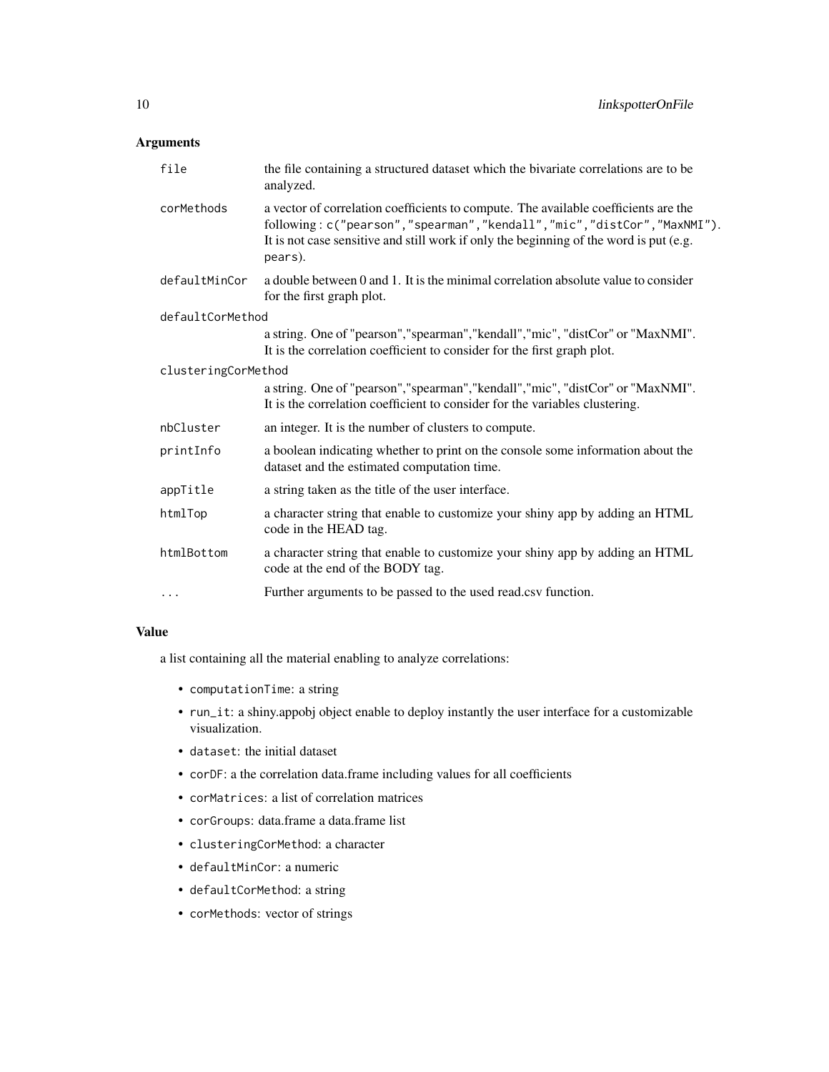## Arguments

| | |
|---|---|
| `file` | the file containing a structured dataset which the bivariate correlations are to be analyzed. |
| `corMethods` | a vector of correlation coefficients to compute. The available coefficients are the following : `c("pearson","spearman","kendall","mic","distCor","MaxNMI")`. It is not case sensitive and still work if only the beginning of the word is put (e.g. `pears`). |
| `defaultMinCor` | a double between 0 and 1. It is the minimal correlation absolute value to consider for the first graph plot. |
| `defaultCorMethod` | a string. One of "pearson","spearman","kendall","mic", "distCor" or "MaxNMI". It is the correlation coefficient to consider for the first graph plot. |
| `clusteringCorMethod` | a string. One of "pearson","spearman","kendall","mic", "distCor" or "MaxNMI". It is the correlation coefficient to consider for the variables clustering. |
| `nbCluster` | an integer. It is the number of clusters to compute. |
| `printInfo` | a boolean indicating whether to print on the console some information about the dataset and the estimated computation time. |
| `appTitle` | a string taken as the title of the user interface. |
| `htmlTop` | a character string that enable to customize your shiny app by adding an HTML code in the HEAD tag. |
| `htmlBottom` | a character string that enable to customize your shiny app by adding an HTML code at the end of the BODY tag. |
| `...` | Further arguments to be passed to the used read.csv function. |

## Value

a list containing all the material enabling to analyze correlations:

- `computationTime`: a string
- `run_it`: a shiny.appobj object enable to deploy instantly the user interface for a customizable visualization.
- `dataset`: the initial dataset
- `corDF`: a the correlation data.frame including values for all coefficients
- `corMatrices`: a list of correlation matrices
- `corGroups`: data.frame a data.frame list
- `clusteringCorMethod`: a character
- `defaultMinCor`: a numeric
- `defaultCorMethod`: a string
- `corMethods`: vector of strings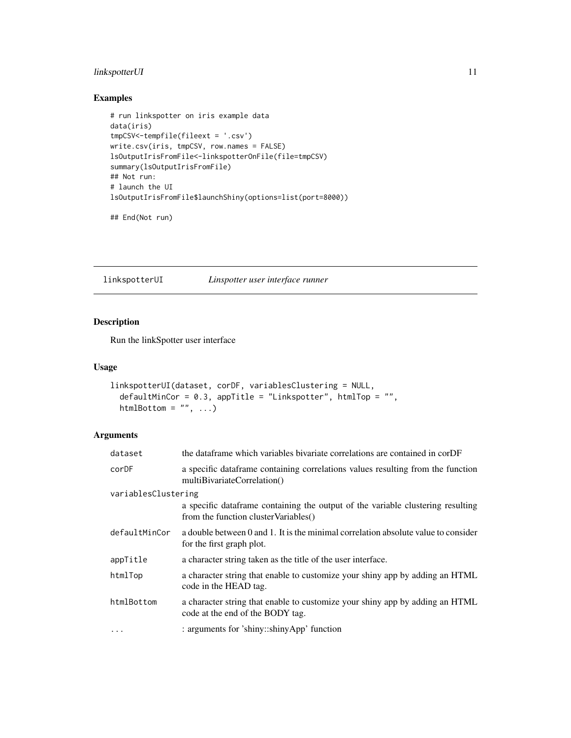## Examples

```
# run linkspotter on iris example data
data(iris)
tmpCSV<-tempfile(fileext = '.csv')
write.csv(iris, tmpCSV, row.names = FALSE)
lsOutputIrisFromFile<-linkspotterOnFile(file=tmpCSV)
summary(lsOutputIrisFromFile)
## Not run:
# launch the UI
lsOutputIrisFromFile$launchShiny(options=list(port=8000))

## End(Not run)
```

---

# linkspotterUI — *Linspotter user interface runner*

---

## Description

Run the linkSpotter user interface

## Usage

```
linkspotterUI(dataset, corDF, variablesClustering = NULL,
  defaultMinCor = 0.3, appTitle = "Linkspotter", htmlTop = "",
  htmlBottom = "", ...)
```

## Arguments

| | |
|---|---|
| `dataset` | the dataframe which variables bivariate correlations are contained in corDF |
| `corDF` | a specific dataframe containing correlations values resulting from the function multiBivariateCorrelation() |
| `variablesClustering` | a specific dataframe containing the output of the variable clustering resulting from the function clusterVariables() |
| `defaultMinCor` | a double between 0 and 1. It is the minimal correlation absolute value to consider for the first graph plot. |
| `appTitle` | a character string taken as the title of the user interface. |
| `htmlTop` | a character string that enable to customize your shiny app by adding an HTML code in the HEAD tag. |
| `htmlBottom` | a character string that enable to customize your shiny app by adding an HTML code at the end of the BODY tag. |
| `...` | : arguments for 'shiny::shinyApp' function |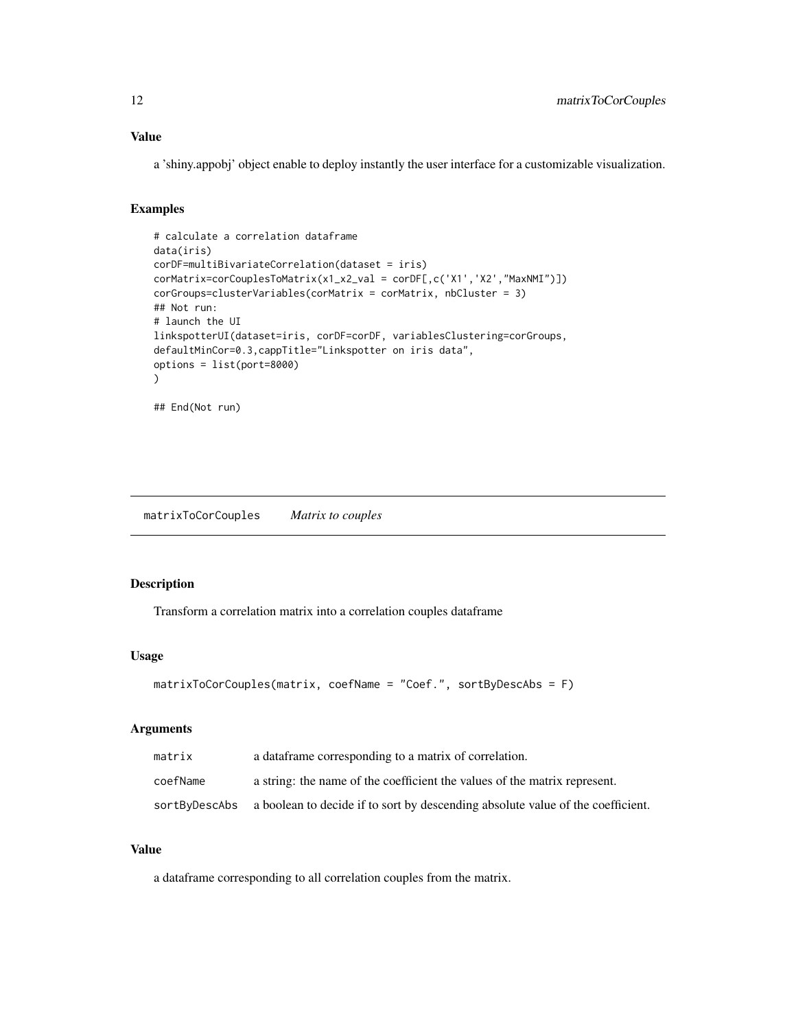### Value

a 'shiny.appobj' object enable to deploy instantly the user interface for a customizable visualization.

### Examples

```
# calculate a correlation dataframe
data(iris)
corDF=multiBivariateCorrelation(dataset = iris)
corMatrix=corCouplesToMatrix(x1_x2_val = corDF[,c('X1','X2',"MaxNMI")])
corGroups=clusterVariables(corMatrix = corMatrix, nbCluster = 3)
## Not run:
# launch the UI
linkspotterUI(dataset=iris, corDF=corDF, variablesClustering=corGroups,
defaultMinCor=0.3,cappTitle="Linkspotter on iris data",
options = list(port=8000)
)

## End(Not run)
```

---

## matrixToCorCouples — *Matrix to couples*

### Description

Transform a correlation matrix into a correlation couples dataframe

### Usage

```
matrixToCorCouples(matrix, coefName = "Coef.", sortByDescAbs = F)
```

### Arguments

| | |
|---|---|
| matrix | a dataframe corresponding to a matrix of correlation. |
| coefName | a string: the name of the coefficient the values of the matrix represent. |
| sortByDescAbs | a boolean to decide if to sort by descending absolute value of the coefficient. |

### Value

a dataframe corresponding to all correlation couples from the matrix.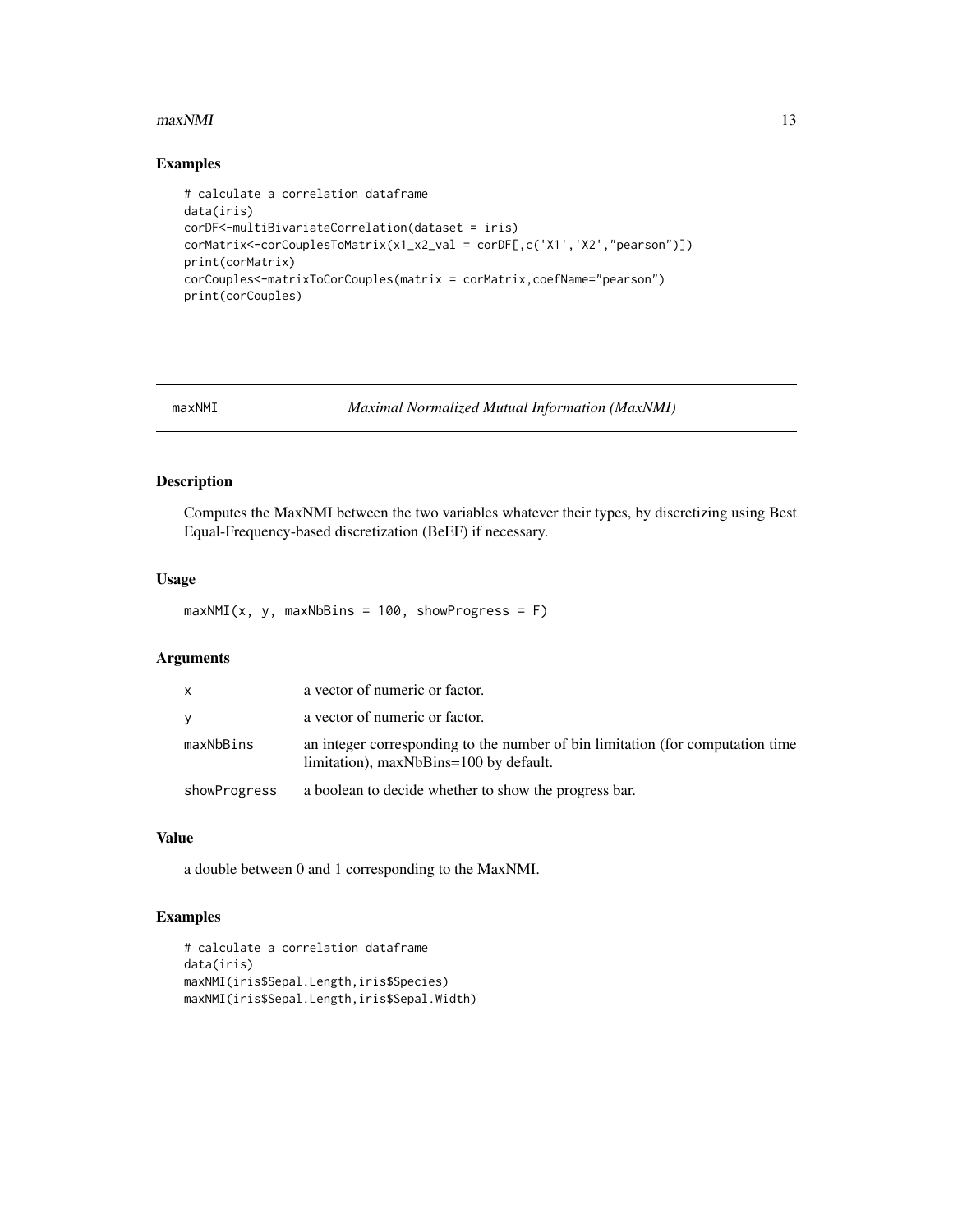### Examples

```
# calculate a correlation dataframe
data(iris)
corDF<-multiBivariateCorrelation(dataset = iris)
corMatrix<-corCouplesToMatrix(x1_x2_val = corDF[,c('X1','X2',"pearson")])
print(corMatrix)
corCouples<-matrixToCorCouples(matrix = corMatrix,coefName="pearson")
print(corCouples)
```

---

## maxNMI — *Maximal Normalized Mutual Information (MaxNMI)*

---

### Description

Computes the MaxNMI between the two variables whatever their types, by discretizing using Best Equal-Frequency-based discretization (BeEF) if necessary.

### Usage

```
maxNMI(x, y, maxNbBins = 100, showProgress = F)
```

### Arguments

| | |
|---|---|
| `x` | a vector of numeric or factor. |
| `y` | a vector of numeric or factor. |
| `maxNbBins` | an integer corresponding to the number of bin limitation (for computation time limitation), maxNbBins=100 by default. |
| `showProgress` | a boolean to decide whether to show the progress bar. |

### Value

a double between 0 and 1 corresponding to the MaxNMI.

### Examples

```
# calculate a correlation dataframe
data(iris)
maxNMI(iris$Sepal.Length,iris$Species)
maxNMI(iris$Sepal.Length,iris$Sepal.Width)
```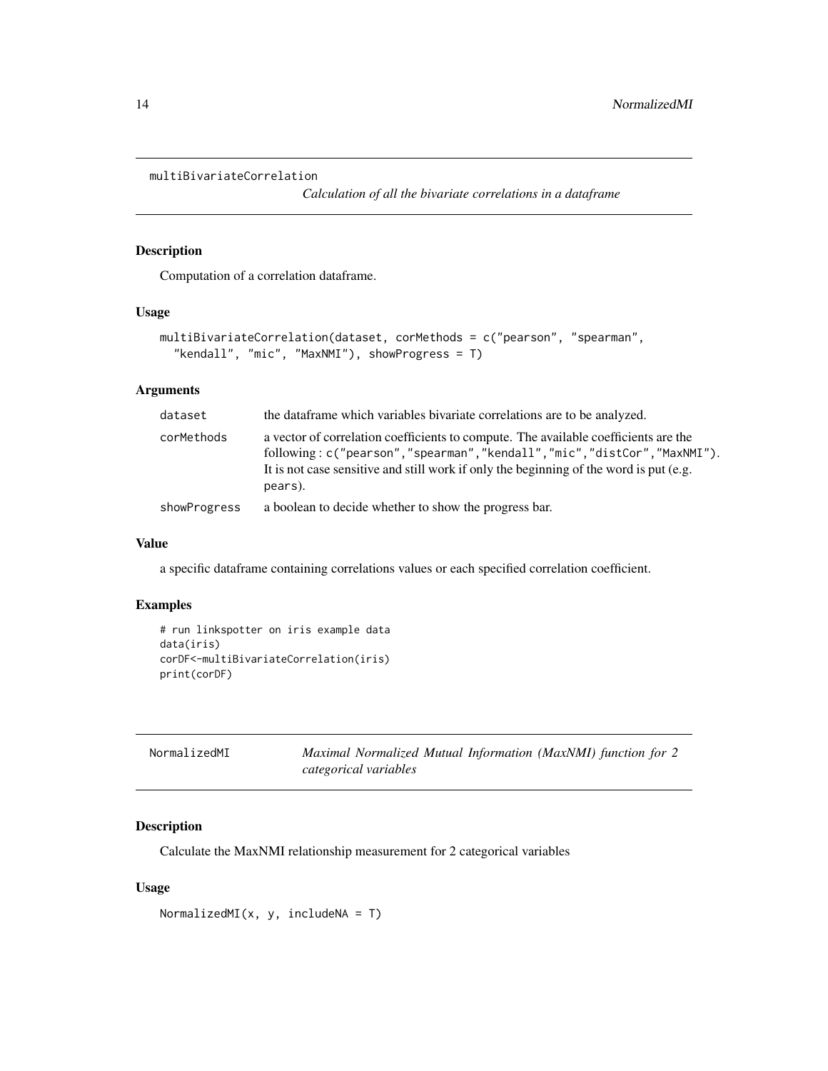## multiBivariateCorrelation

*Calculation of all the bivariate correlations in a dataframe*

### Description

Computation of a correlation dataframe.

### Usage

```
multiBivariateCorrelation(dataset, corMethods = c("pearson", "spearman",
  "kendall", "mic", "MaxNMI"), showProgress = T)
```

### Arguments

| | |
|---|---|
| dataset | the dataframe which variables bivariate correlations are to be analyzed. |
| corMethods | a vector of correlation coefficients to compute. The available coefficients are the following : `c("pearson","spearman","kendall","mic","distCor","MaxNMI")`. It is not case sensitive and still work if only the beginning of the word is put (e.g. `pears`). |
| showProgress | a boolean to decide whether to show the progress bar. |

### Value

a specific dataframe containing correlations values or each specified correlation coefficient.

### Examples

```
# run linkspotter on iris example data
data(iris)
corDF<-multiBivariateCorrelation(iris)
print(corDF)
```

## NormalizedMI

*Maximal Normalized Mutual Information (MaxNMI) function for 2 categorical variables*

### Description

Calculate the MaxNMI relationship measurement for 2 categorical variables

### Usage

```
NormalizedMI(x, y, includeNA = T)
```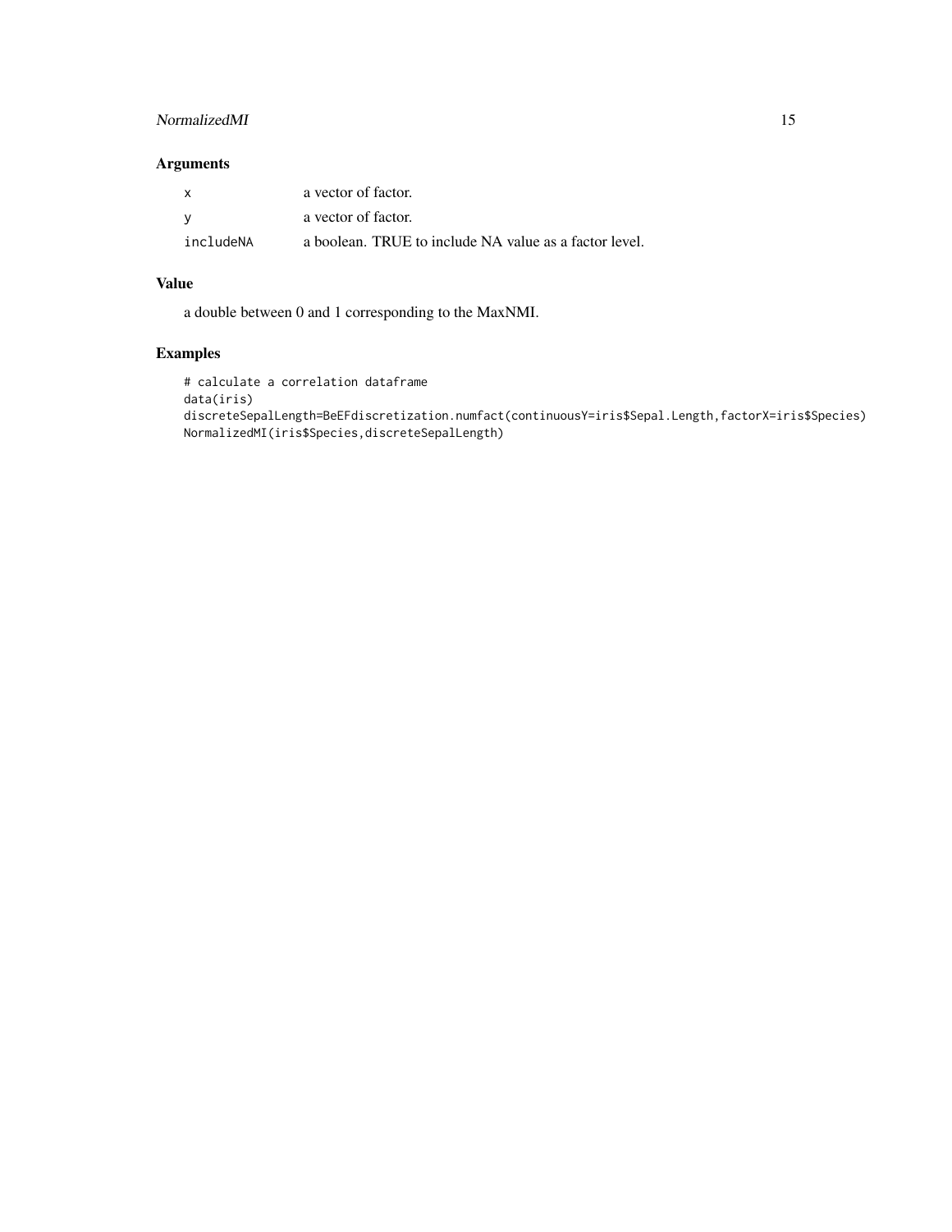## Arguments

| | |
|---|---|
| x | a vector of factor. |
| y | a vector of factor. |
| includeNA | a boolean. TRUE to include NA value as a factor level. |

## Value

a double between 0 and 1 corresponding to the MaxNMI.

## Examples

```
# calculate a correlation dataframe
data(iris)
discreteSepalLength=BeEFdiscretization.numfact(continuousY=iris$Sepal.Length,factorX=iris$Species)
NormalizedMI(iris$Species,discreteSepalLength)
```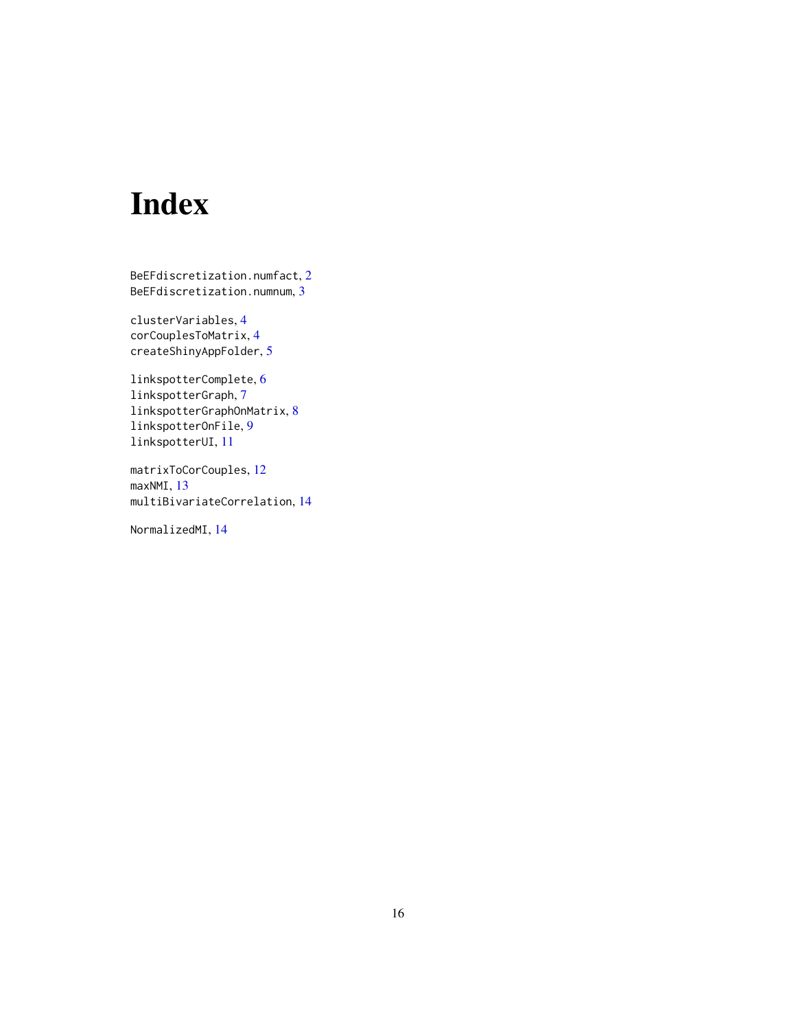# Index

BeEFdiscretization.numfact, 2
BeEFdiscretization.numnum, 3

clusterVariables, 4
corCouplesToMatrix, 4
createShinyAppFolder, 5

linkspotterComplete, 6
linkspotterGraph, 7
linkspotterGraphOnMatrix, 8
linkspotterOnFile, 9
linkspotterUI, 11

matrixToCorCouples, 12
maxNMI, 13
multiBivariateCorrelation, 14

NormalizedMI, 14